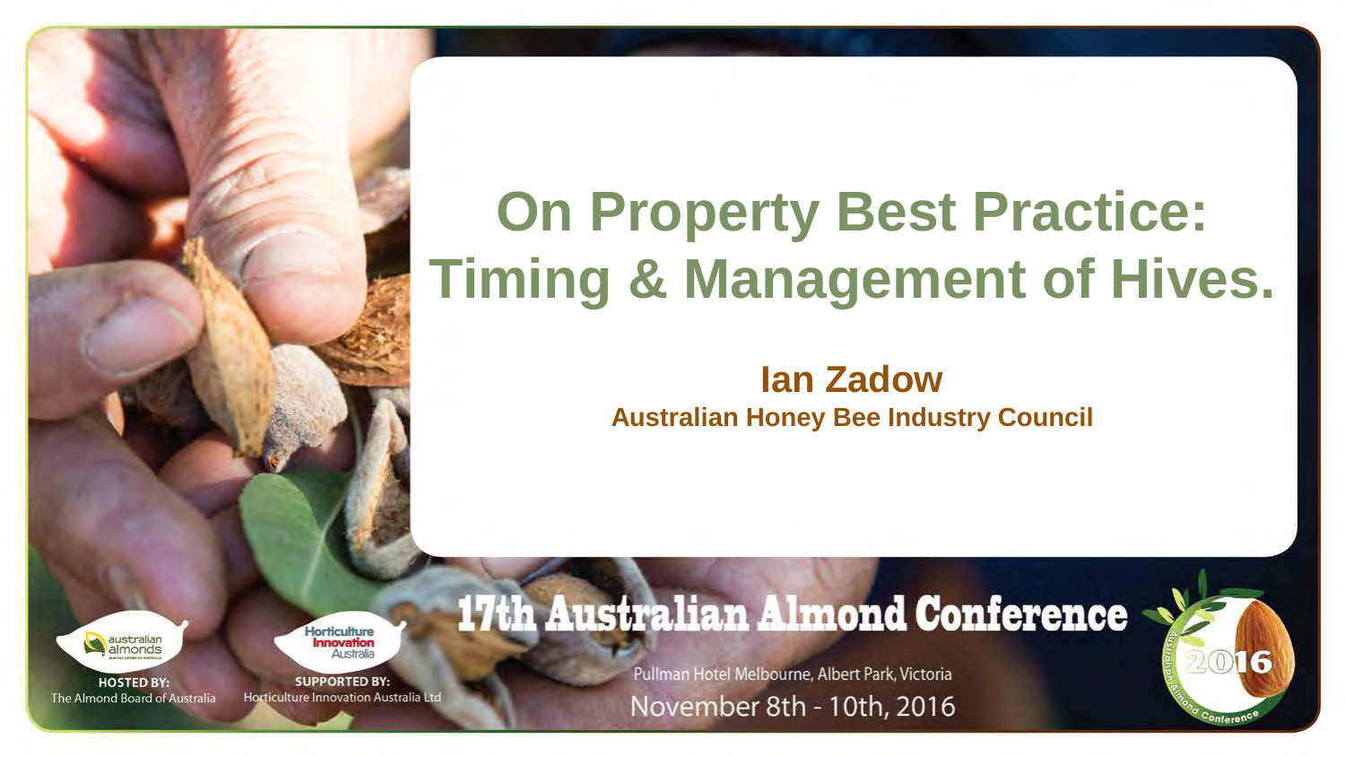# On Property Best Practice: Timing & Management of Hives.

**Ian Zadow**

**Australian Honey Bee Industry Council**

17th Australian Almond Conference

Pullman Hotel Melbourne, Albert Park, Victoria

November 8th - 10th, 2016

HOSTED BY: The Almond Board of Australia

SUPPORTED BY: Horticulture Innovation Australia Ltd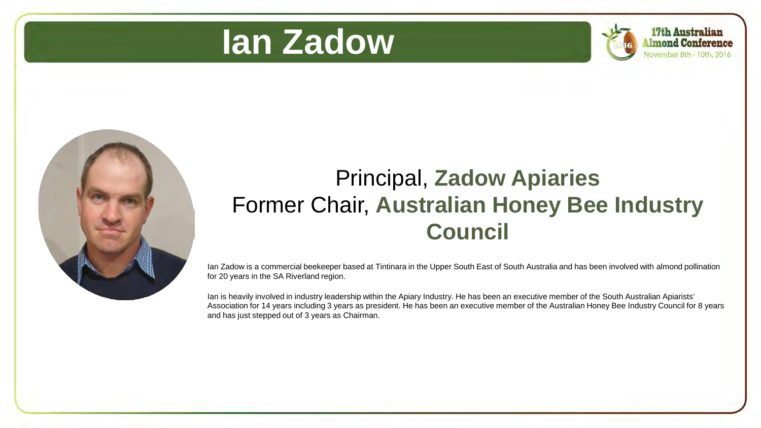# Ian Zadow

Principal, **Zadow Apiaries**
Former Chair, **Australian Honey Bee Industry Council**

Ian Zadow is a commercial beekeeper based at Tintinara in the Upper South East of South Australia and has been involved with almond pollination for 20 years in the SA Riverland region.

Ian is heavily involved in industry leadership within the Apiary Industry. He has been an executive member of the South Australian Apiarists' Association for 14 years including 3 years as president. He has been an executive member of the Australian Honey Bee Industry Council for 8 years and has just stepped out of 3 years as Chairman.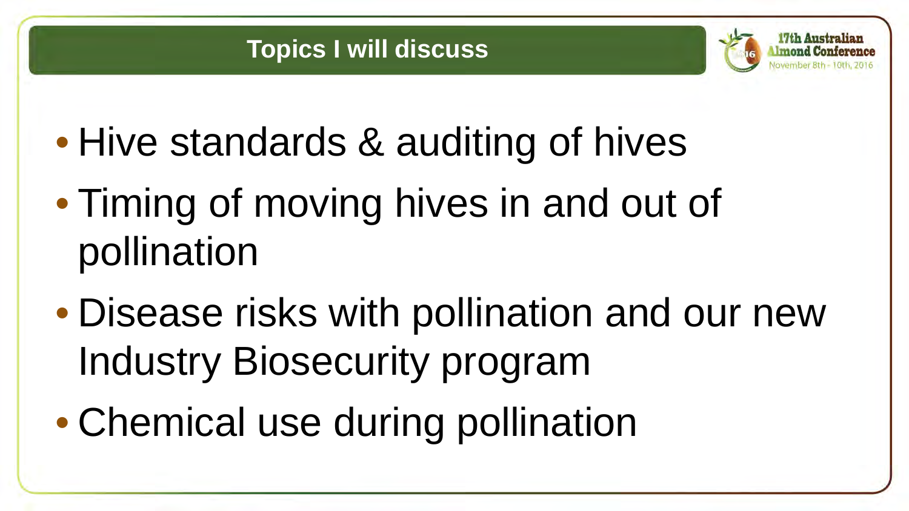# Topics I will discuss

- Hive standards & auditing of hives
- Timing of moving hives in and out of pollination
- Disease risks with pollination and our new Industry Biosecurity program
- Chemical use during pollination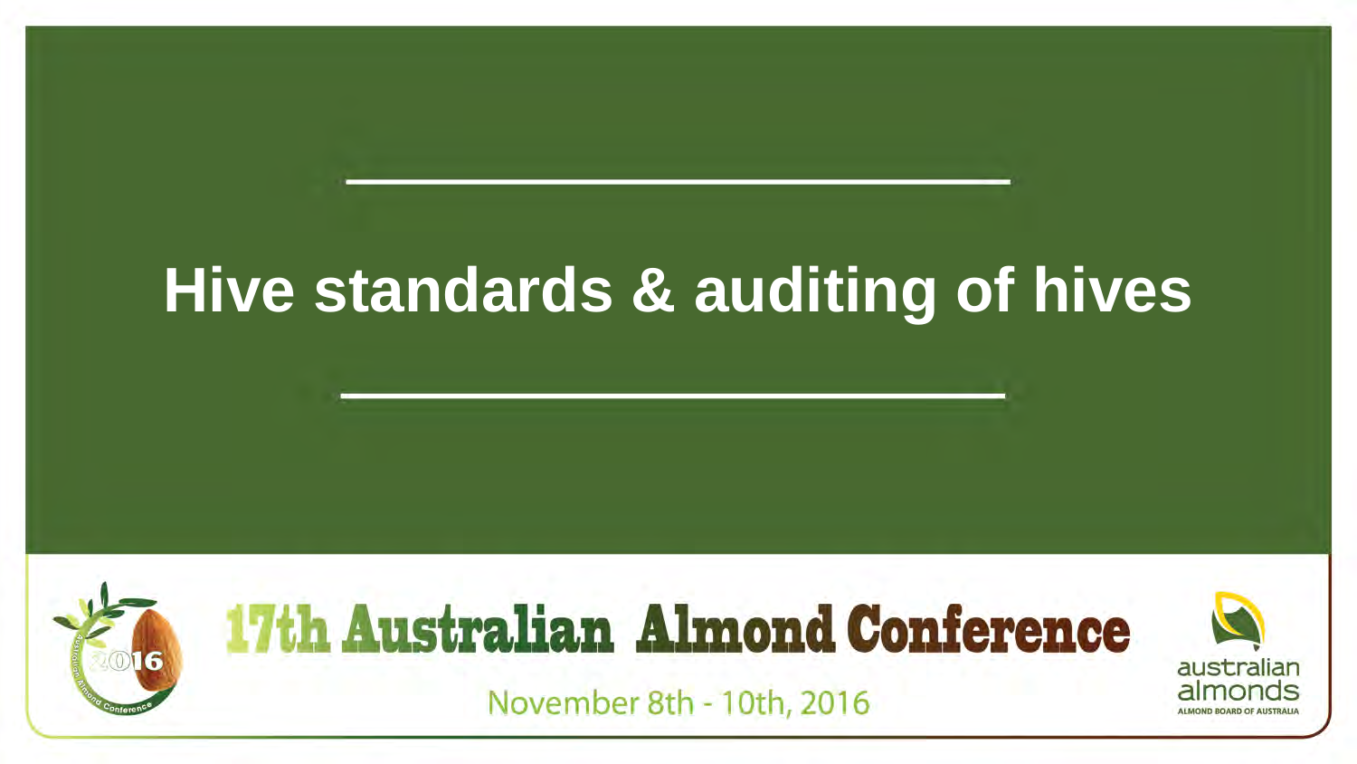# Hive standards & auditing of hives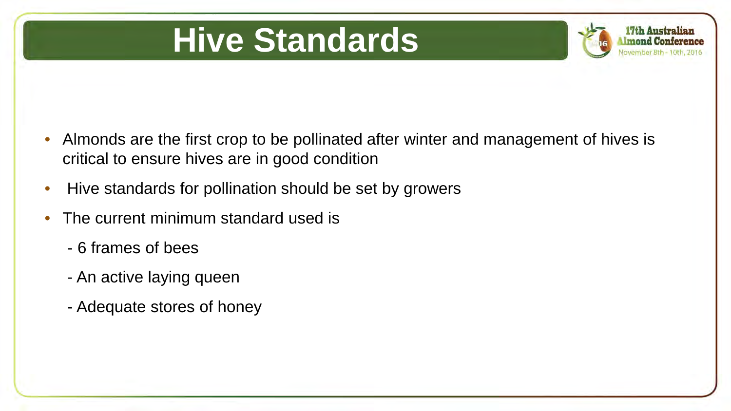# Hive Standards

- Almonds are the first crop to be pollinated after winter and management of hives is critical to ensure hives are in good condition
- Hive standards for pollination should be set by growers
- The current minimum standard used is
  - 6 frames of bees
  - An active laying queen
  - Adequate stores of honey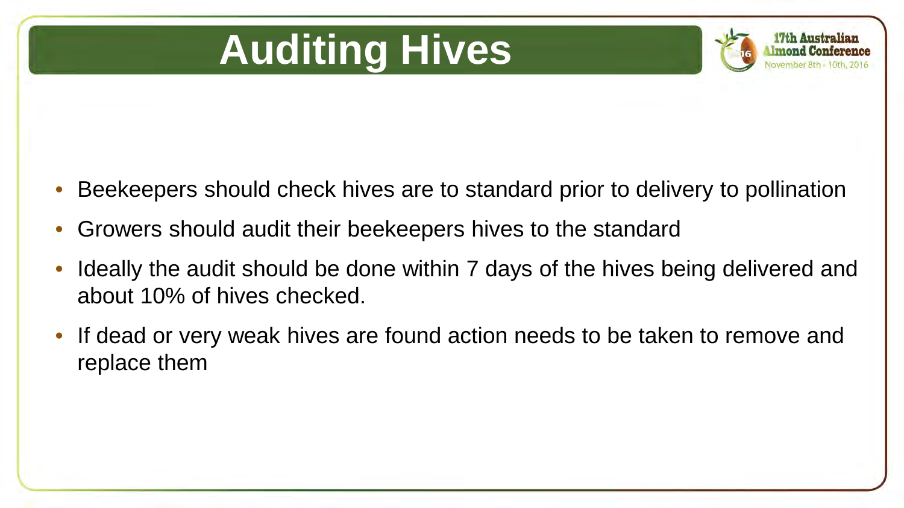# Auditing Hives

- Beekeepers should check hives are to standard prior to delivery to pollination
- Growers should audit their beekeepers hives to the standard
- Ideally the audit should be done within 7 days of the hives being delivered and about 10% of hives checked.
- If dead or very weak hives are found action needs to be taken to remove and replace them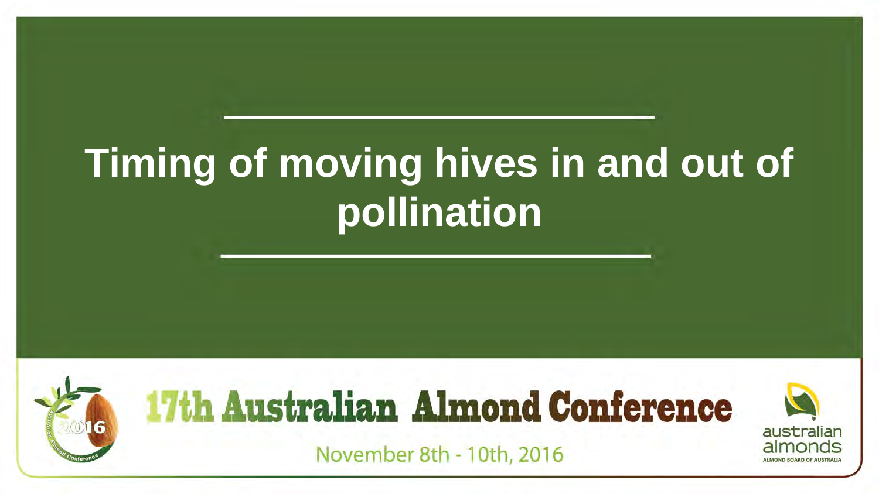# Timing of moving hives in and out of pollination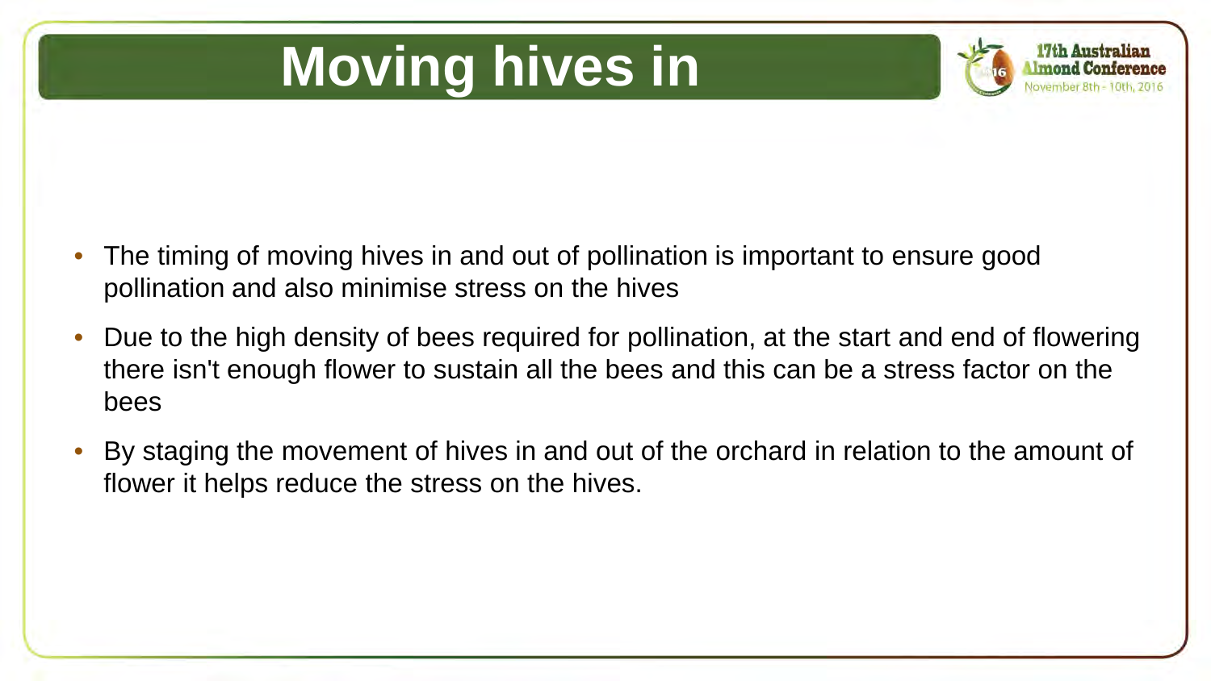# Moving hives in

- The timing of moving hives in and out of pollination is important to ensure good pollination and also minimise stress on the hives
- Due to the high density of bees required for pollination, at the start and end of flowering there isn't enough flower to sustain all the bees and this can be a stress factor on the bees
- By staging the movement of hives in and out of the orchard in relation to the amount of flower it helps reduce the stress on the hives.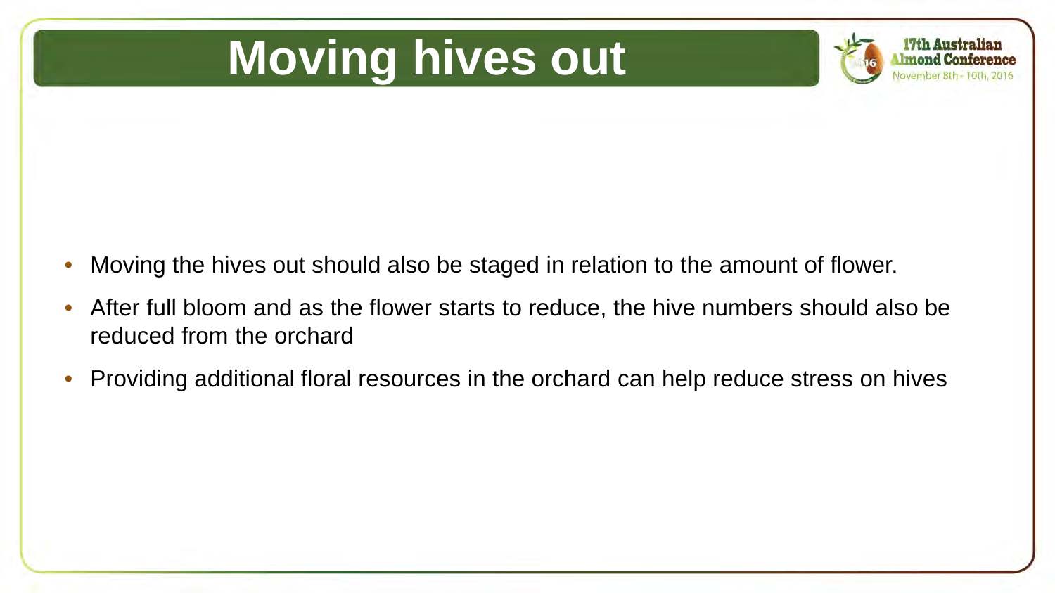# Moving hives out

- Moving the hives out should also be staged in relation to the amount of flower.
- After full bloom and as the flower starts to reduce, the hive numbers should also be reduced from the orchard
- Providing additional floral resources in the orchard can help reduce stress on hives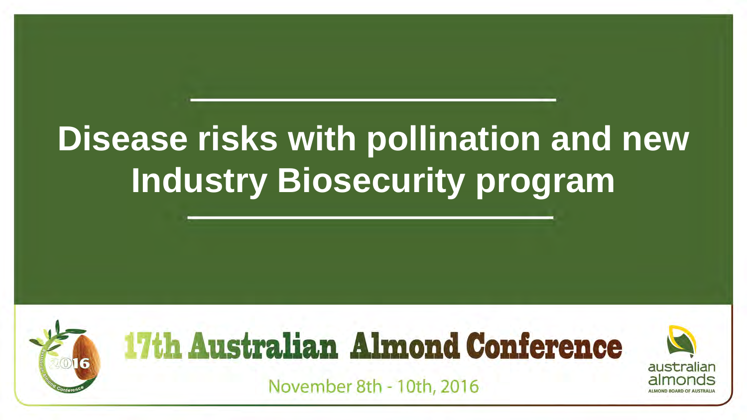# Disease risks with pollination and new Industry Biosecurity program

17th Australian Almond Conference

November 8th - 10th, 2016

australian almonds

ALMOND BOARD OF AUSTRALIA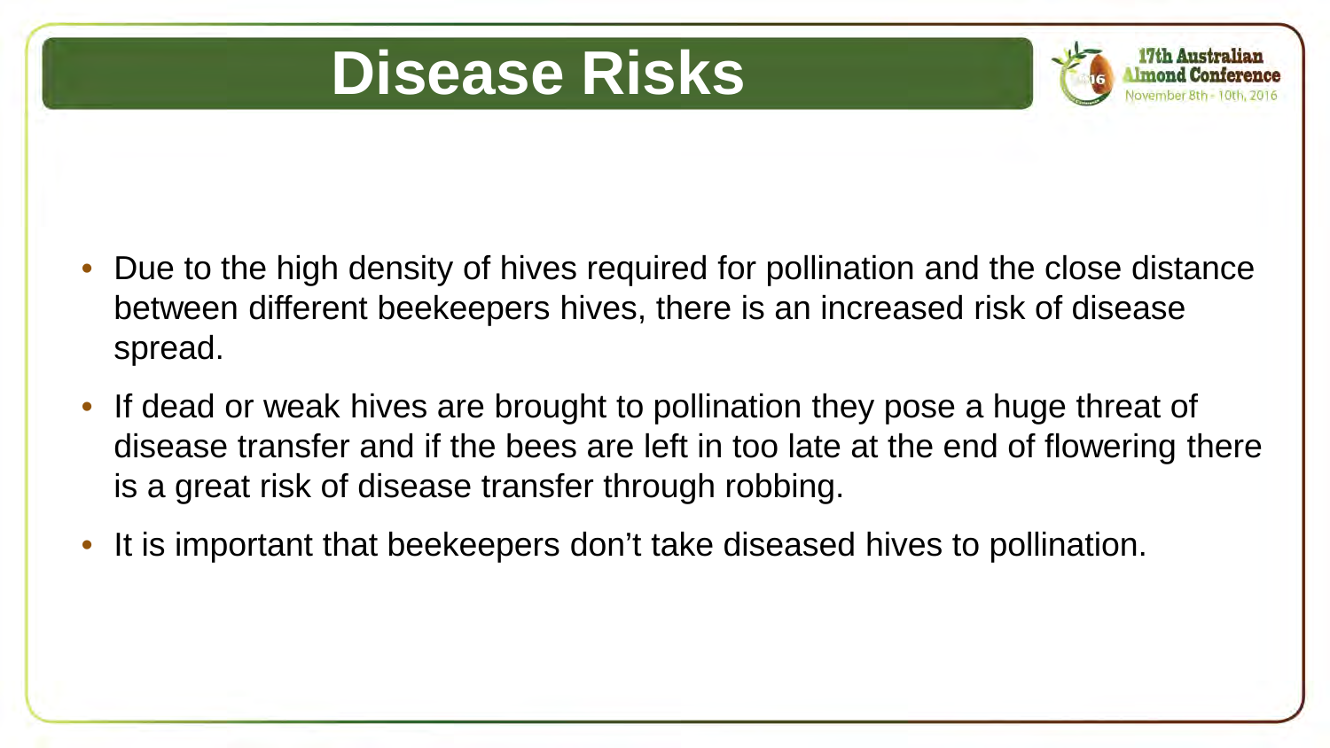# Disease Risks

- Due to the high density of hives required for pollination and the close distance between different beekeepers hives, there is an increased risk of disease spread.
- If dead or weak hives are brought to pollination they pose a huge threat of disease transfer and if the bees are left in too late at the end of flowering there is a great risk of disease transfer through robbing.
- It is important that beekeepers don't take diseased hives to pollination.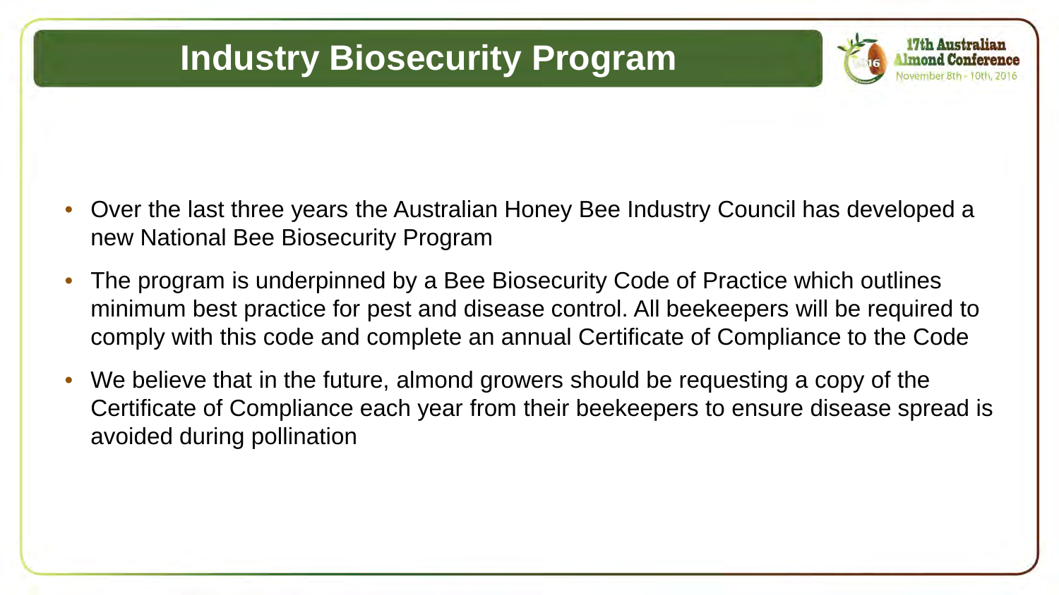# Industry Biosecurity Program

- Over the last three years the Australian Honey Bee Industry Council has developed a new National Bee Biosecurity Program
- The program is underpinned by a Bee Biosecurity Code of Practice which outlines minimum best practice for pest and disease control. All beekeepers will be required to comply with this code and complete an annual Certificate of Compliance to the Code
- We believe that in the future, almond growers should be requesting a copy of the Certificate of Compliance each year from their beekeepers to ensure disease spread is avoided during pollination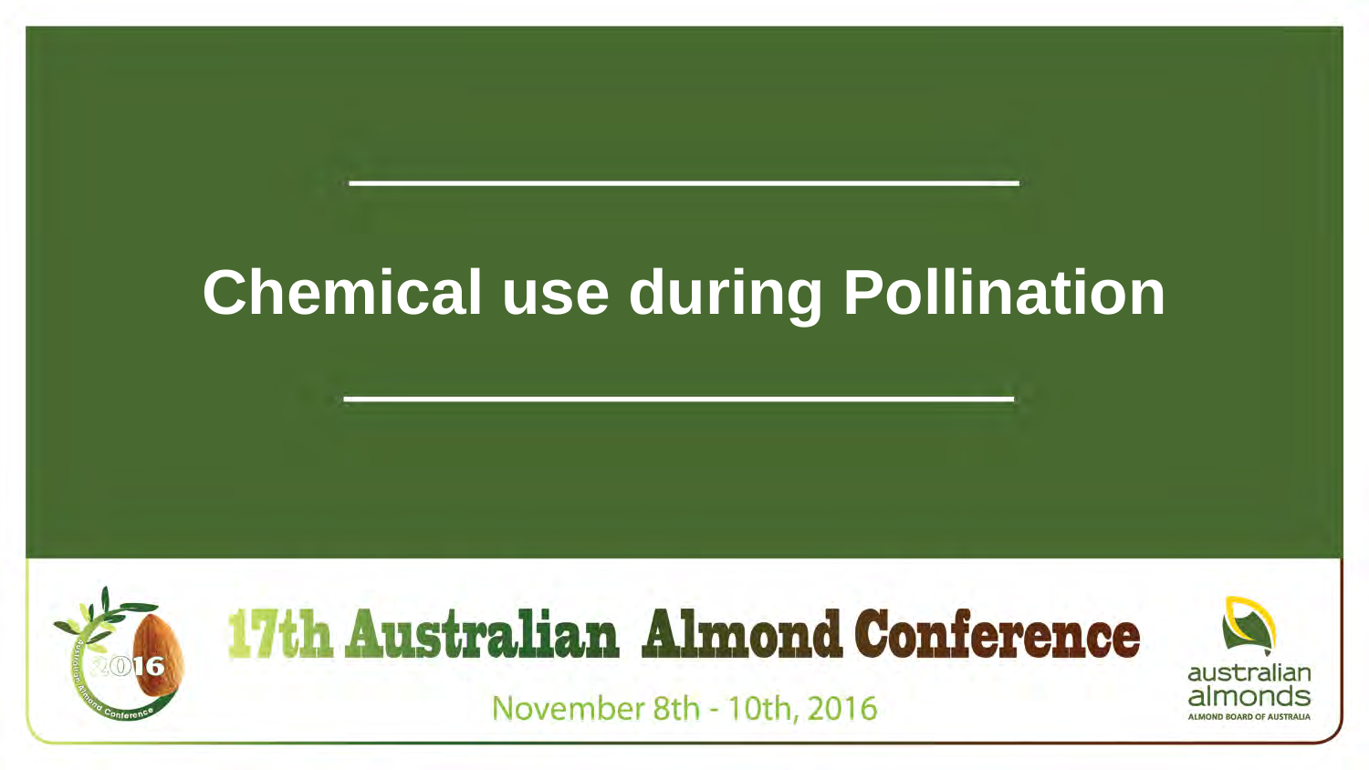# Chemical use during Pollination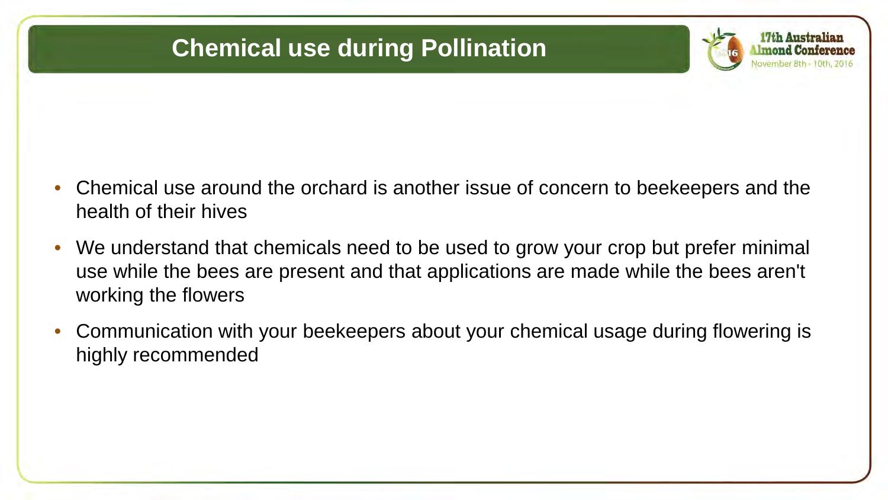# Chemical use during Pollination

- Chemical use around the orchard is another issue of concern to beekeepers and the health of their hives
- We understand that chemicals need to be used to grow your crop but prefer minimal use while the bees are present and that applications are made while the bees aren't working the flowers
- Communication with your beekeepers about your chemical usage during flowering is highly recommended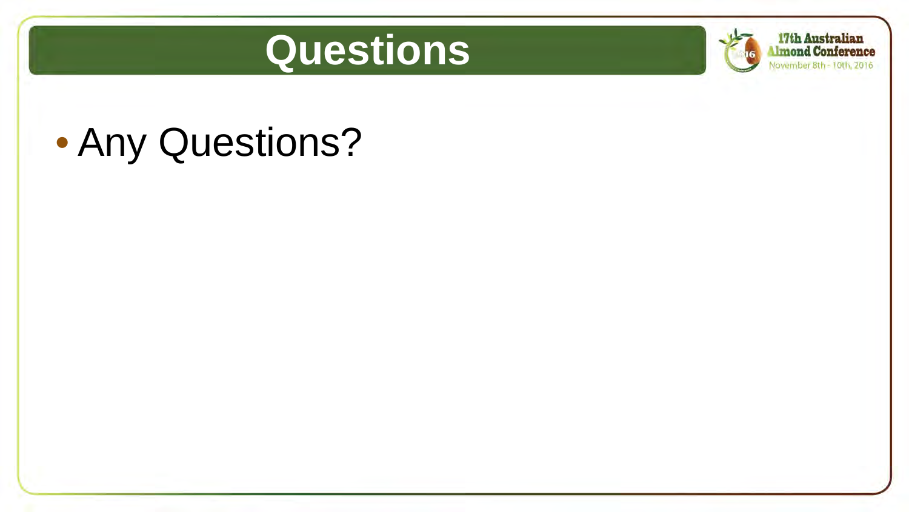# Questions

- Any Questions?